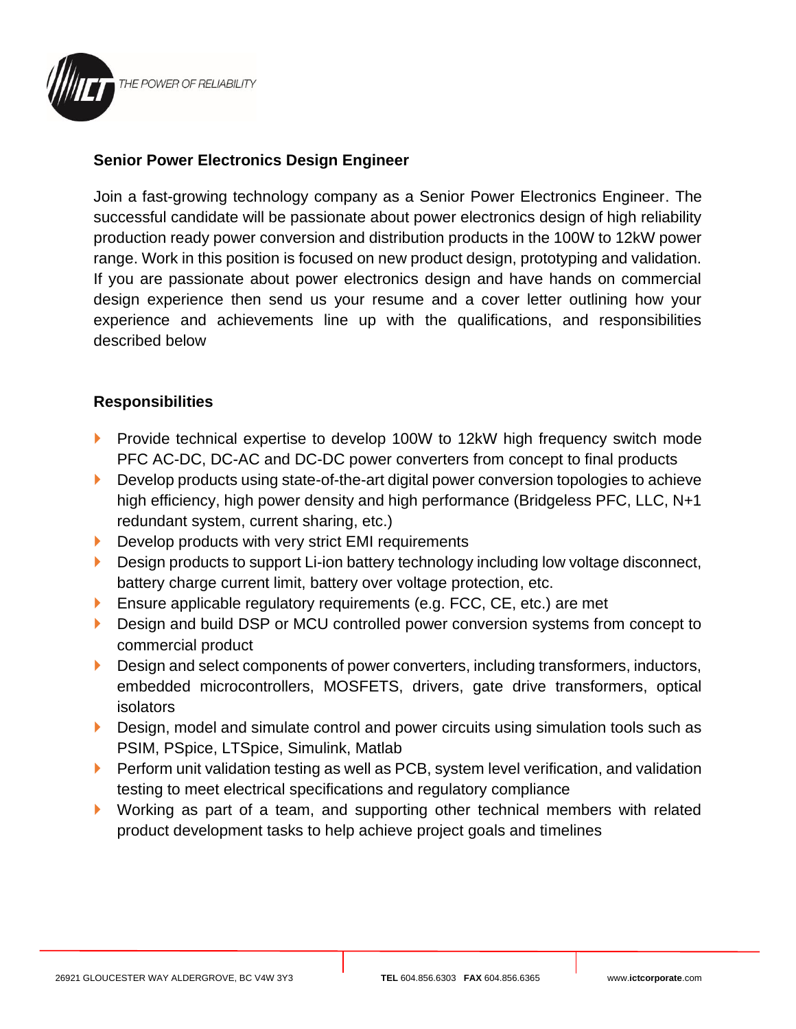THE POWER OF RELIABILITY

## Senior Power Electronics Design Engineer

Join a fast-growing technology company as a Senior Power Electronics Engineer. The successful candidate will be passionate about power electronics design of high reliability production ready power conversion and distribution products in the 100W to 12kW power range. Work in this position is focused on new product design, prototyping and validation. If you are passionate about power electronics design and have hands on commercial design experience then send us your resume and a cover letter outlining how your experience and achievements line up with the qualifications, and responsibilities described below

### Responsibilities

- Provide technical expertise to develop 100W to 12kW high frequency switch mode PFC AC-DC, DC-AC and DC-DC power converters from concept to final products
- Develop products using state-of-the-art digital power conversion topologies to achieve high efficiency, high power density and high performance (Bridgeless PFC, LLC, N+1 redundant system, current sharing, etc.)
- Develop products with very strict EMI requirements
- Design products to support Li-ion battery technology including low voltage disconnect, battery charge current limit, battery over voltage protection, etc.
- Ensure applicable regulatory requirements (e.g. FCC, CE, etc.) are met
- Design and build DSP or MCU controlled power conversion systems from concept to commercial product
- Design and select components of power converters, including transformers, inductors, embedded microcontrollers, MOSFETS, drivers, gate drive transformers, optical isolators
- Design, model and simulate control and power circuits using simulation tools such as PSIM, PSpice, LTSpice, Simulink, Matlab
- Perform unit validation testing as well as PCB, system level verification, and validation testing to meet electrical specifications and regulatory compliance
- Working as part of a team, and supporting other technical members with related product development tasks to help achieve project goals and timelines

26921 GLOUCESTER WAY ALDERGROVE, BC V4W 3Y3 | **TEL** 604.856.6303 **FAX** 604.856.6365 | www.**ictcorporate**.com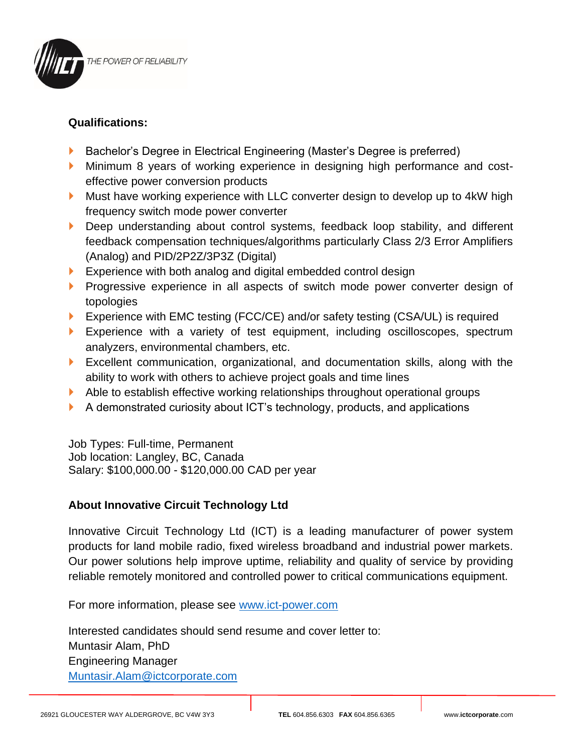**Qualifications:**

- Bachelor's Degree in Electrical Engineering (Master's Degree is preferred)
- Minimum 8 years of working experience in designing high performance and cost-effective power conversion products
- Must have working experience with LLC converter design to develop up to 4kW high frequency switch mode power converter
- Deep understanding about control systems, feedback loop stability, and different feedback compensation techniques/algorithms particularly Class 2/3 Error Amplifiers (Analog) and PID/2P2Z/3P3Z (Digital)
- Experience with both analog and digital embedded control design
- Progressive experience in all aspects of switch mode power converter design of topologies
- Experience with EMC testing (FCC/CE) and/or safety testing (CSA/UL) is required
- Experience with a variety of test equipment, including oscilloscopes, spectrum analyzers, environmental chambers, etc.
- Excellent communication, organizational, and documentation skills, along with the ability to work with others to achieve project goals and time lines
- Able to establish effective working relationships throughout operational groups
- A demonstrated curiosity about ICT's technology, products, and applications

Job Types: Full-time, Permanent
Job location: Langley, BC, Canada
Salary: $100,000.00 - $120,000.00 CAD per year

**About Innovative Circuit Technology Ltd**

Innovative Circuit Technology Ltd (ICT) is a leading manufacturer of power system products for land mobile radio, fixed wireless broadband and industrial power markets. Our power solutions help improve uptime, reliability and quality of service by providing reliable remotely monitored and controlled power to critical communications equipment.

For more information, please see www.ict-power.com

Interested candidates should send resume and cover letter to:
Muntasir Alam, PhD
Engineering Manager
Muntasir.Alam@ictcorporate.com